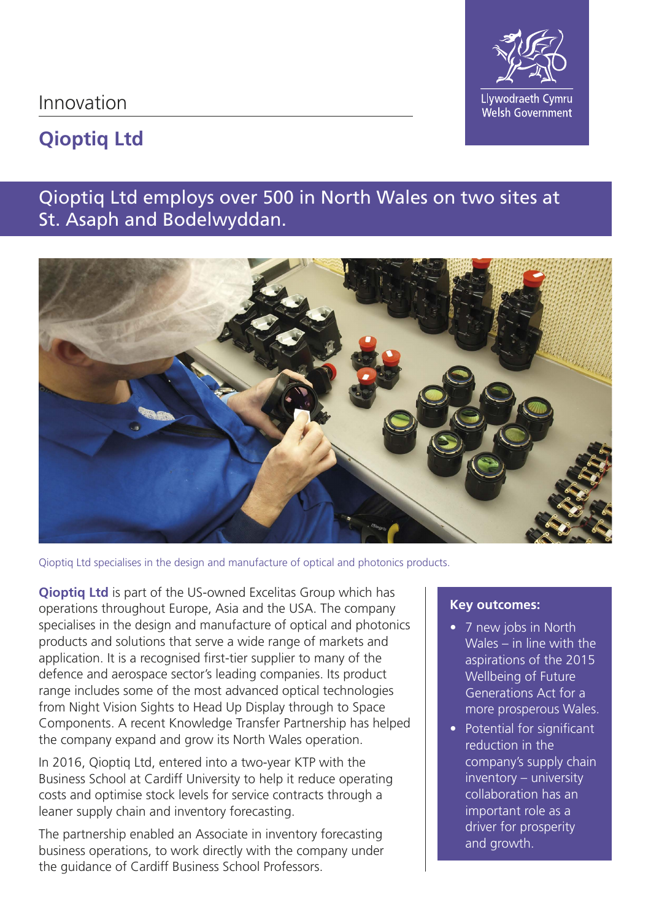Innovation

# Qioptiq Ltd

Llywodraeth Cymru
Welsh Government

## Qioptiq Ltd employs over 500 in North Wales on two sites at St. Asaph and Bodelwyddan.

Qioptiq Ltd specialises in the design and manufacture of optical and photonics products.

**Qioptiq Ltd** is part of the US-owned Excelitas Group which has operations throughout Europe, Asia and the USA. The company specialises in the design and manufacture of optical and photonics products and solutions that serve a wide range of markets and application. It is a recognised first-tier supplier to many of the defence and aerospace sector's leading companies. Its product range includes some of the most advanced optical technologies from Night Vision Sights to Head Up Display through to Space Components. A recent Knowledge Transfer Partnership has helped the company expand and grow its North Wales operation.

In 2016, Qioptiq Ltd, entered into a two-year KTP with the Business School at Cardiff University to help it reduce operating costs and optimise stock levels for service contracts through a leaner supply chain and inventory forecasting.

The partnership enabled an Associate in inventory forecasting business operations, to work directly with the company under the guidance of Cardiff Business School Professors.

**Key outcomes:**

- 7 new jobs in North Wales – in line with the aspirations of the 2015 Wellbeing of Future Generations Act for a more prosperous Wales.
- Potential for significant reduction in the company's supply chain inventory – university collaboration has an important role as a driver for prosperity and growth.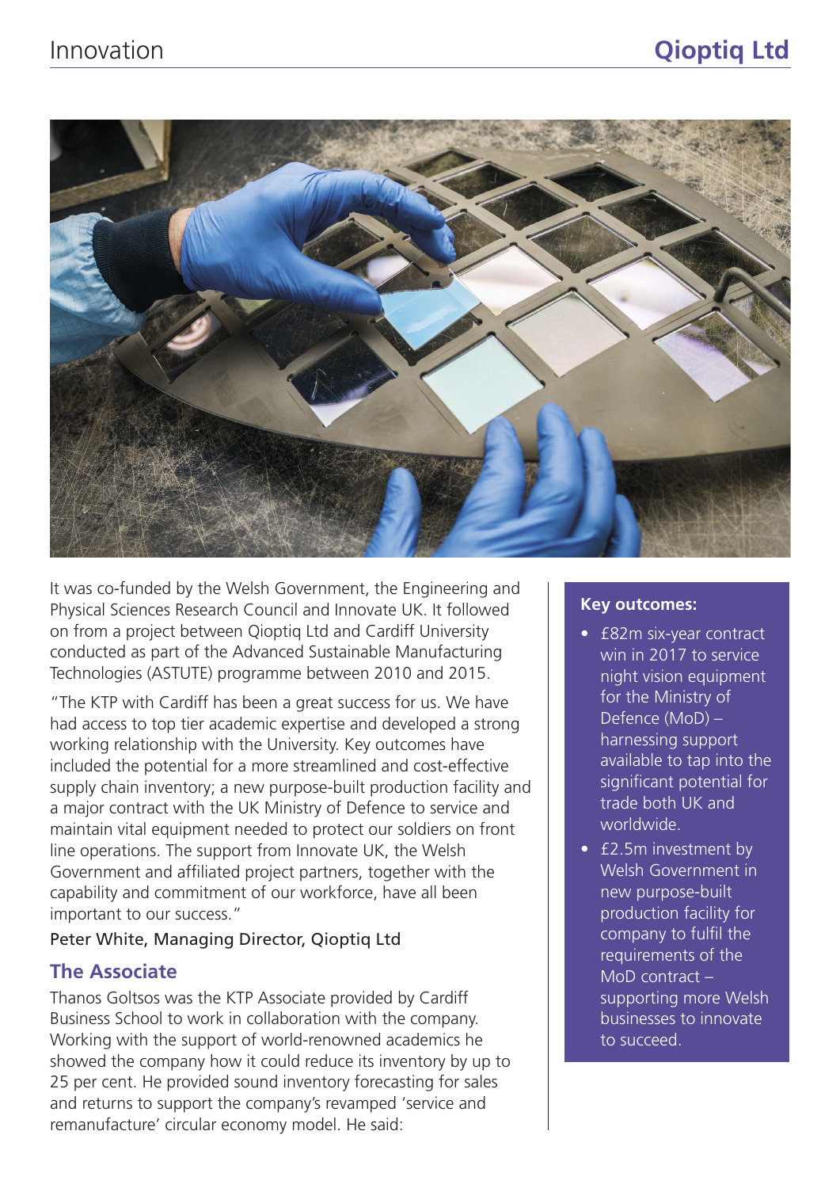It was co-funded by the Welsh Government, the Engineering and Physical Sciences Research Council and Innovate UK. It followed on from a project between Qioptiq Ltd and Cardiff University conducted as part of the Advanced Sustainable Manufacturing Technologies (ASTUTE) programme between 2010 and 2015.

"The KTP with Cardiff has been a great success for us. We have had access to top tier academic expertise and developed a strong working relationship with the University. Key outcomes have included the potential for a more streamlined and cost-effective supply chain inventory; a new purpose-built production facility and a major contract with the UK Ministry of Defence to service and maintain vital equipment needed to protect our soldiers on front line operations. The support from Innovate UK, the Welsh Government and affiliated project partners, together with the capability and commitment of our workforce, have all been important to our success."

Peter White, Managing Director, Qioptiq Ltd

## The Associate

Thanos Goltsos was the KTP Associate provided by Cardiff Business School to work in collaboration with the company. Working with the support of world-renowned academics he showed the company how it could reduce its inventory by up to 25 per cent. He provided sound inventory forecasting for sales and returns to support the company's revamped 'service and remanufacture' circular economy model. He said:

**Key outcomes:**

- £82m six-year contract win in 2017 to service night vision equipment for the Ministry of Defence (MoD) – harnessing support available to tap into the significant potential for trade both UK and worldwide.
- £2.5m investment by Welsh Government in new purpose-built production facility for company to fulfil the requirements of the MoD contract – supporting more Welsh businesses to innovate to succeed.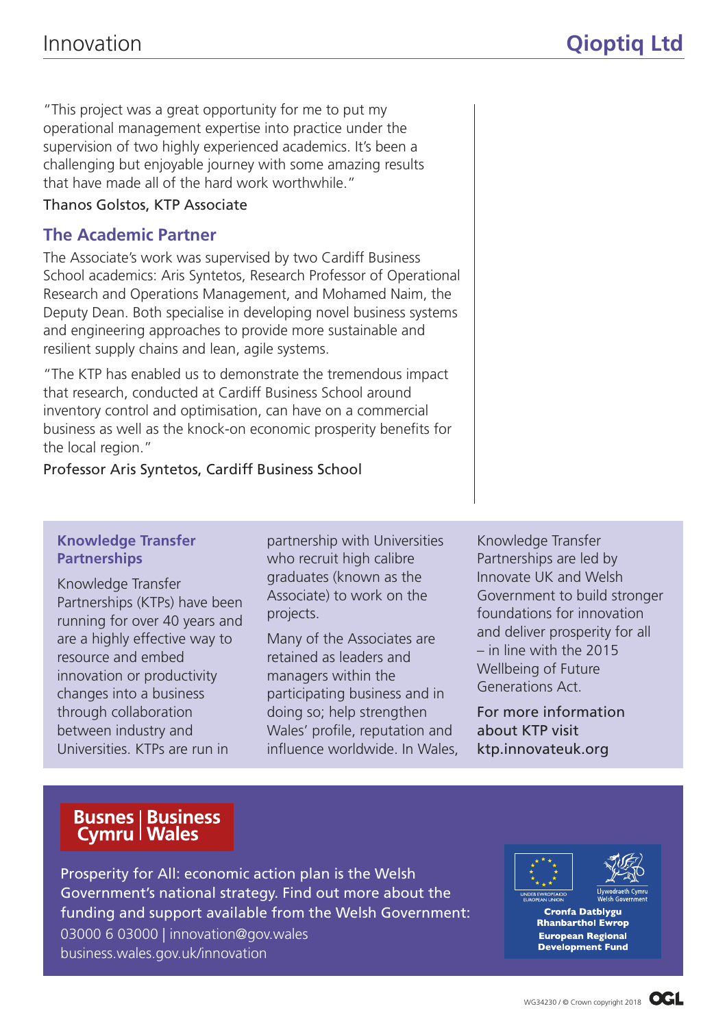"This project was a great opportunity for me to put my operational management expertise into practice under the supervision of two highly experienced academics. It's been a challenging but enjoyable journey with some amazing results that have made all of the hard work worthwhile."

Thanos Golstos, KTP Associate

## The Academic Partner

The Associate's work was supervised by two Cardiff Business School academics: Aris Syntetos, Research Professor of Operational Research and Operations Management, and Mohamed Naim, the Deputy Dean. Both specialise in developing novel business systems and engineering approaches to provide more sustainable and resilient supply chains and lean, agile systems.

"The KTP has enabled us to demonstrate the tremendous impact that research, conducted at Cardiff Business School around inventory control and optimisation, can have on a commercial business as well as the knock-on economic prosperity benefits for the local region."

Professor Aris Syntetos, Cardiff Business School

## Knowledge Transfer Partnerships

Knowledge Transfer Partnerships (KTPs) have been running for over 40 years and are a highly effective way to resource and embed innovation or productivity changes into a business through collaboration between industry and Universities. KTPs are run in partnership with Universities who recruit high calibre graduates (known as the Associate) to work on the projects.

Many of the Associates are retained as leaders and managers within the participating business and in doing so; help strengthen Wales' profile, reputation and influence worldwide. In Wales, Knowledge Transfer Partnerships are led by Innovate UK and Welsh Government to build stronger foundations for innovation and deliver prosperity for all – in line with the 2015 Wellbeing of Future Generations Act.

For more information about KTP visit ktp.innovateuk.org

**Busnes Cymru | Business Wales**

Prosperity for All: economic action plan is the Welsh Government's national strategy. Find out more about the funding and support available from the Welsh Government:
03000 6 03000 | innovation@gov.wales
business.wales.gov.uk/innovation

Undeb Ewropeaidd / European Union
Llywodraeth Cymru / Welsh Government
Cronfa Datblygu Rhanbarthol Ewrop
European Regional Development Fund

WG34230 / © Crown copyright 2018